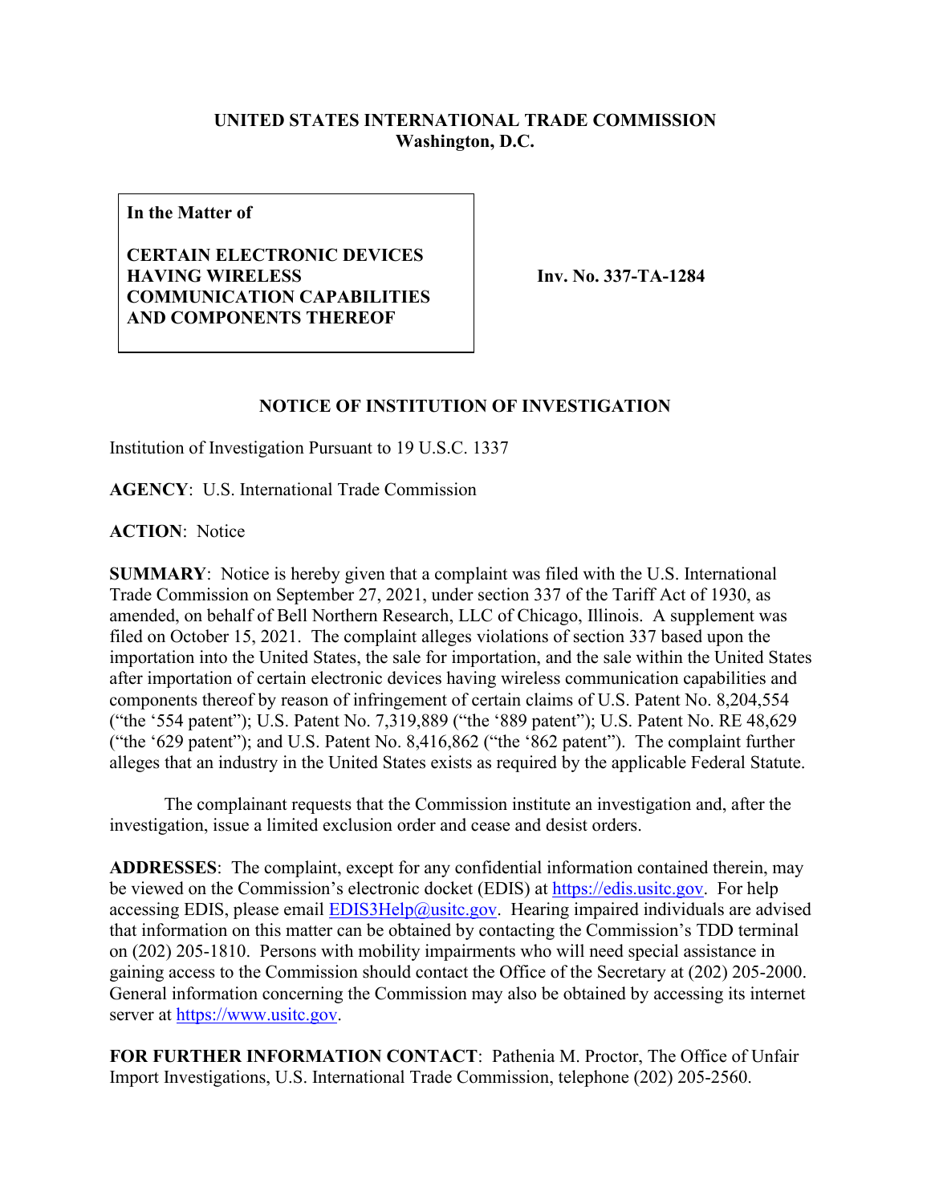**UNITED STATES INTERNATIONAL TRADE COMMISSION**
**Washington, D.C.**

| **In the Matter of**<br><br>**CERTAIN ELECTRONIC DEVICES HAVING WIRELESS COMMUNICATION CAPABILITIES AND COMPONENTS THEREOF** | **Inv. No. 337-TA-1284** |
|---|---|

## NOTICE OF INSTITUTION OF INVESTIGATION

Institution of Investigation Pursuant to 19 U.S.C. 1337

**AGENCY**: U.S. International Trade Commission

**ACTION**: Notice

**SUMMARY**: Notice is hereby given that a complaint was filed with the U.S. International Trade Commission on September 27, 2021, under section 337 of the Tariff Act of 1930, as amended, on behalf of Bell Northern Research, LLC of Chicago, Illinois. A supplement was filed on October 15, 2021. The complaint alleges violations of section 337 based upon the importation into the United States, the sale for importation, and the sale within the United States after importation of certain electronic devices having wireless communication capabilities and components thereof by reason of infringement of certain claims of U.S. Patent No. 8,204,554 ("the '554 patent"); U.S. Patent No. 7,319,889 ("the '889 patent"); U.S. Patent No. RE 48,629 ("the '629 patent"); and U.S. Patent No. 8,416,862 ("the '862 patent"). The complaint further alleges that an industry in the United States exists as required by the applicable Federal Statute.

The complainant requests that the Commission institute an investigation and, after the investigation, issue a limited exclusion order and cease and desist orders.

**ADDRESSES**: The complaint, except for any confidential information contained therein, may be viewed on the Commission's electronic docket (EDIS) at https://edis.usitc.gov. For help accessing EDIS, please email EDIS3Help@usitc.gov. Hearing impaired individuals are advised that information on this matter can be obtained by contacting the Commission's TDD terminal on (202) 205-1810. Persons with mobility impairments who will need special assistance in gaining access to the Commission should contact the Office of the Secretary at (202) 205-2000. General information concerning the Commission may also be obtained by accessing its internet server at https://www.usitc.gov.

**FOR FURTHER INFORMATION CONTACT**: Pathenia M. Proctor, The Office of Unfair Import Investigations, U.S. International Trade Commission, telephone (202) 205-2560.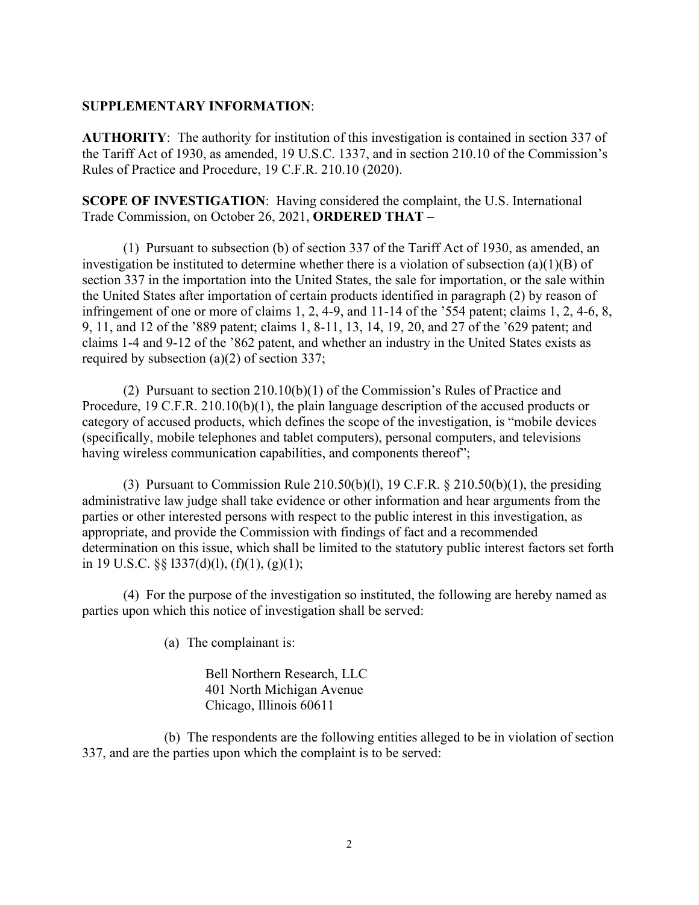**SUPPLEMENTARY INFORMATION**:

**AUTHORITY**: The authority for institution of this investigation is contained in section 337 of the Tariff Act of 1930, as amended, 19 U.S.C. 1337, and in section 210.10 of the Commission's Rules of Practice and Procedure, 19 C.F.R. 210.10 (2020).

**SCOPE OF INVESTIGATION**: Having considered the complaint, the U.S. International Trade Commission, on October 26, 2021, **ORDERED THAT** –

(1) Pursuant to subsection (b) of section 337 of the Tariff Act of 1930, as amended, an investigation be instituted to determine whether there is a violation of subsection (a)(1)(B) of section 337 in the importation into the United States, the sale for importation, or the sale within the United States after importation of certain products identified in paragraph (2) by reason of infringement of one or more of claims 1, 2, 4-9, and 11-14 of the '554 patent; claims 1, 2, 4-6, 8, 9, 11, and 12 of the '889 patent; claims 1, 8-11, 13, 14, 19, 20, and 27 of the '629 patent; and claims 1-4 and 9-12 of the '862 patent, and whether an industry in the United States exists as required by subsection (a)(2) of section 337;

(2) Pursuant to section 210.10(b)(1) of the Commission's Rules of Practice and Procedure, 19 C.F.R. 210.10(b)(1), the plain language description of the accused products or category of accused products, which defines the scope of the investigation, is "mobile devices (specifically, mobile telephones and tablet computers), personal computers, and televisions having wireless communication capabilities, and components thereof";

(3) Pursuant to Commission Rule 210.50(b)(l), 19 C.F.R. § 210.50(b)(1), the presiding administrative law judge shall take evidence or other information and hear arguments from the parties or other interested persons with respect to the public interest in this investigation, as appropriate, and provide the Commission with findings of fact and a recommended determination on this issue, which shall be limited to the statutory public interest factors set forth in 19 U.S.C. §§ l337(d)(l), (f)(1), (g)(1);

(4) For the purpose of the investigation so instituted, the following are hereby named as parties upon which this notice of investigation shall be served:

(a) The complainant is:

Bell Northern Research, LLC
401 North Michigan Avenue
Chicago, Illinois 60611

(b) The respondents are the following entities alleged to be in violation of section 337, and are the parties upon which the complaint is to be served: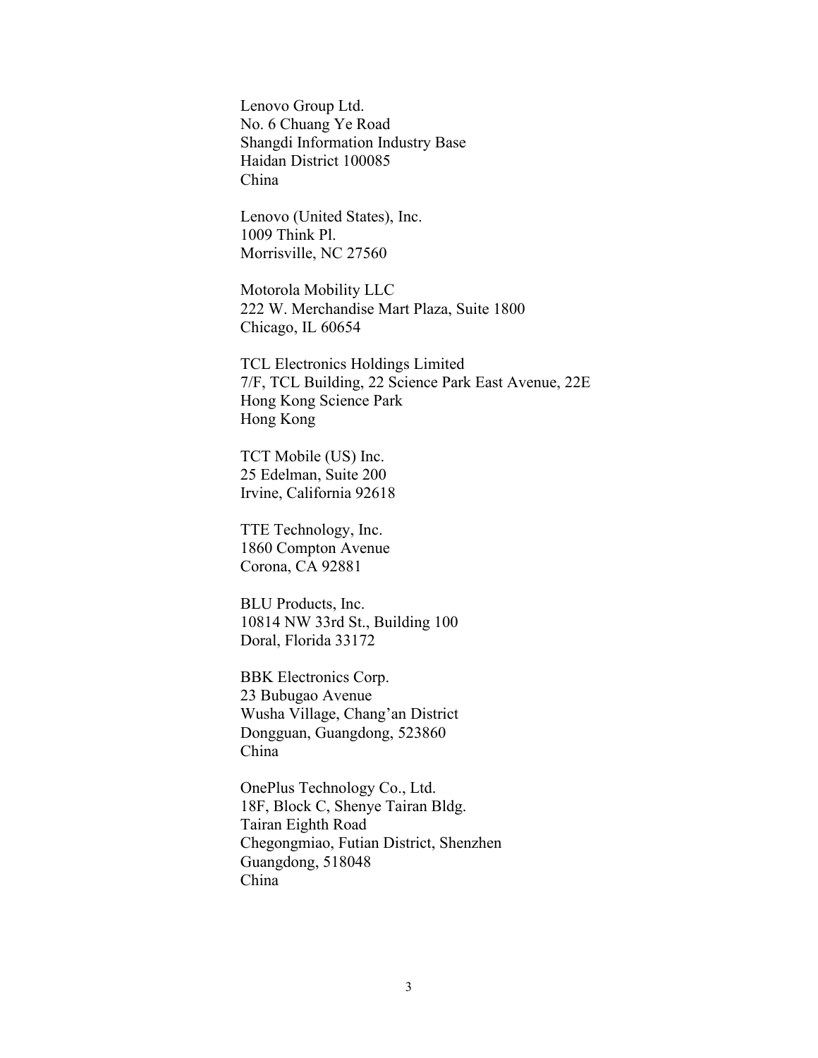Lenovo Group Ltd.
No. 6 Chuang Ye Road
Shangdi Information Industry Base
Haidan District 100085
China

Lenovo (United States), Inc.
1009 Think Pl.
Morrisville, NC 27560

Motorola Mobility LLC
222 W. Merchandise Mart Plaza, Suite 1800
Chicago, IL 60654

TCL Electronics Holdings Limited
7/F, TCL Building, 22 Science Park East Avenue, 22E
Hong Kong Science Park
Hong Kong

TCT Mobile (US) Inc.
25 Edelman, Suite 200
Irvine, California 92618

TTE Technology, Inc.
1860 Compton Avenue
Corona, CA 92881

BLU Products, Inc.
10814 NW 33rd St., Building 100
Doral, Florida 33172

BBK Electronics Corp.
23 Bubugao Avenue
Wusha Village, Chang'an District
Dongguan, Guangdong, 523860
China

OnePlus Technology Co., Ltd.
18F, Block C, Shenye Tairan Bldg.
Tairan Eighth Road
Chegongmiao, Futian District, Shenzhen
Guangdong, 518048
China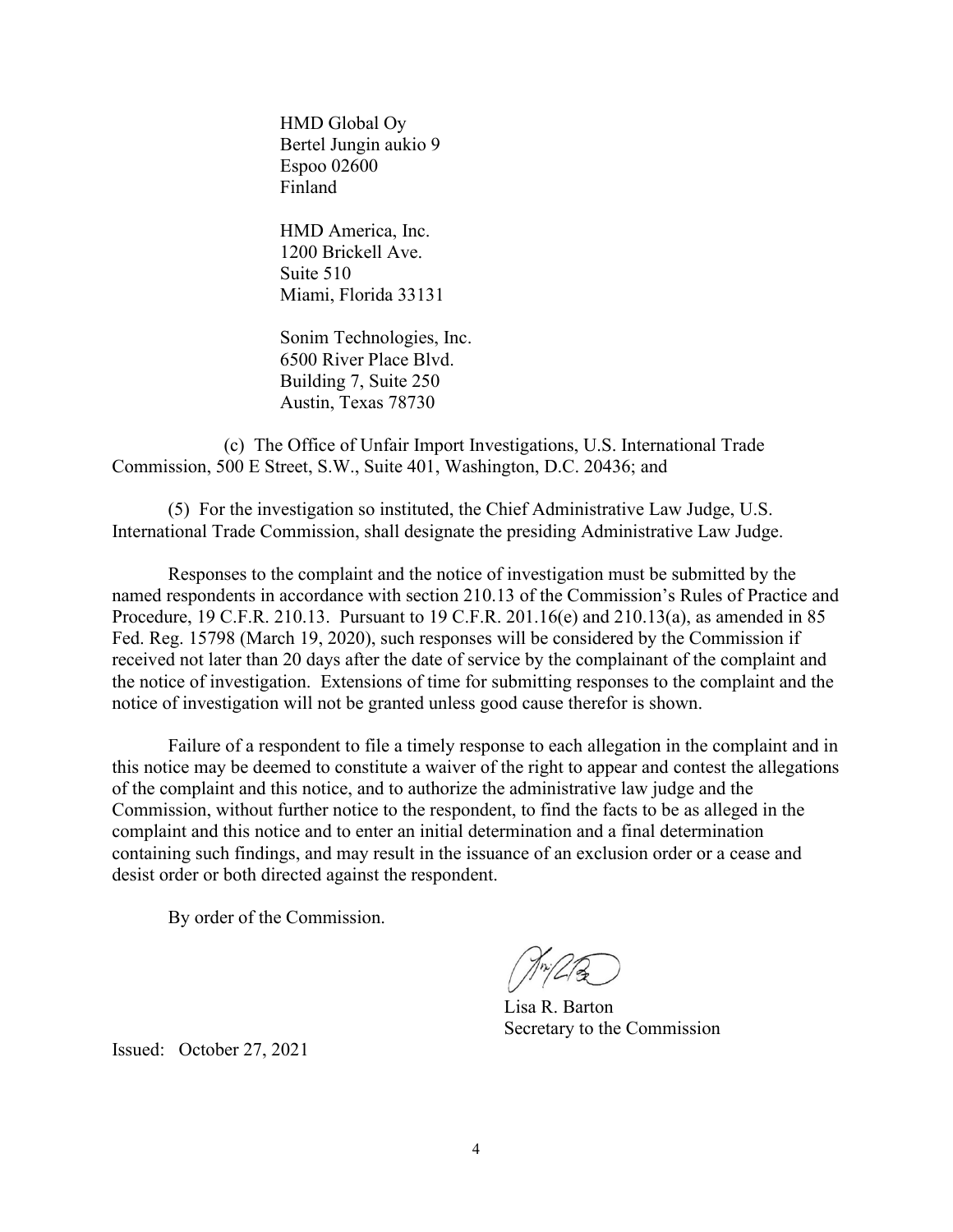HMD Global Oy
Bertel Jungin aukio 9
Espoo 02600
Finland

HMD America, Inc.
1200 Brickell Ave.
Suite 510
Miami, Florida 33131

Sonim Technologies, Inc.
6500 River Place Blvd.
Building 7, Suite 250
Austin, Texas 78730

(c) The Office of Unfair Import Investigations, U.S. International Trade Commission, 500 E Street, S.W., Suite 401, Washington, D.C. 20436; and

(5) For the investigation so instituted, the Chief Administrative Law Judge, U.S. International Trade Commission, shall designate the presiding Administrative Law Judge.

Responses to the complaint and the notice of investigation must be submitted by the named respondents in accordance with section 210.13 of the Commission's Rules of Practice and Procedure, 19 C.F.R. 210.13. Pursuant to 19 C.F.R. 201.16(e) and 210.13(a), as amended in 85 Fed. Reg. 15798 (March 19, 2020), such responses will be considered by the Commission if received not later than 20 days after the date of service by the complainant of the complaint and the notice of investigation. Extensions of time for submitting responses to the complaint and the notice of investigation will not be granted unless good cause therefor is shown.

Failure of a respondent to file a timely response to each allegation in the complaint and in this notice may be deemed to constitute a waiver of the right to appear and contest the allegations of the complaint and this notice, and to authorize the administrative law judge and the Commission, without further notice to the respondent, to find the facts to be as alleged in the complaint and this notice and to enter an initial determination and a final determination containing such findings, and may result in the issuance of an exclusion order or a cease and desist order or both directed against the respondent.

By order of the Commission.

Lisa R. Barton
Secretary to the Commission

Issued: October 27, 2021